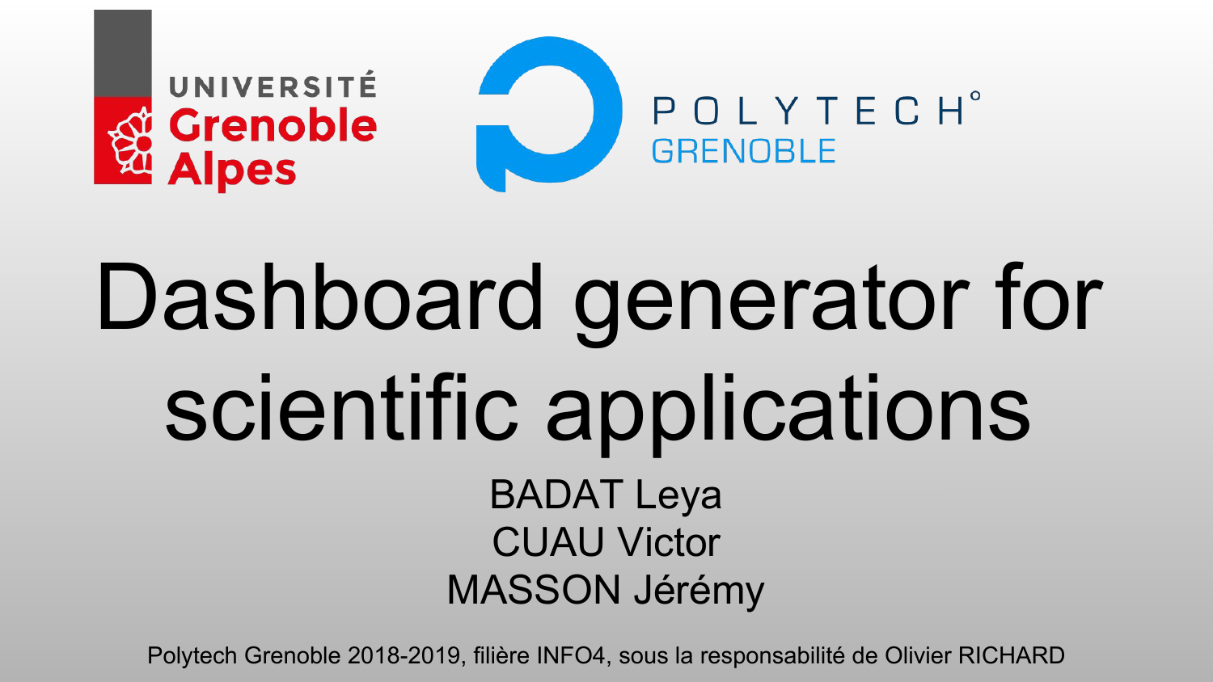UNIVERSITÉ Grenoble Alpes

POLYTECH° GRENOBLE

# Dashboard generator for scientific applications

BADAT Leya
CUAU Victor
MASSON Jérémy

Polytech Grenoble 2018-2019, filière INFO4, sous la responsabilité de Olivier RICHARD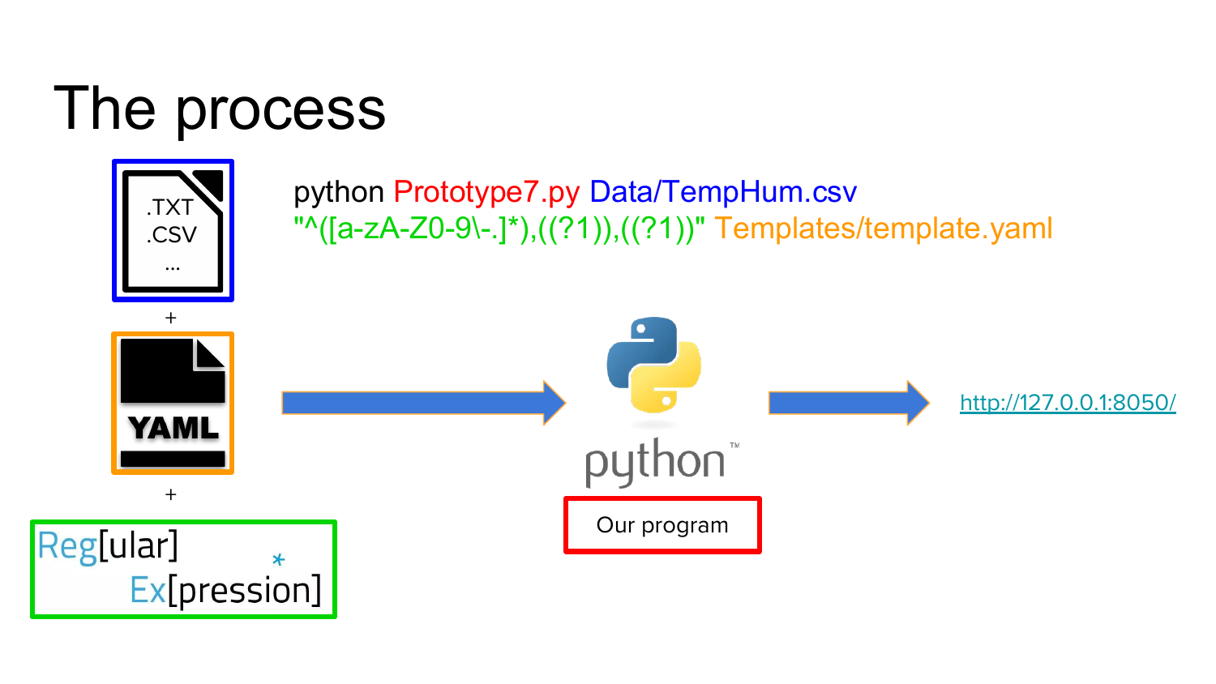# The process

```
python Prototype7.py Data/TempHum.csv "^([a-zA-Z0-9\-.]*),((?1)),((?1))" Templates/template.yaml
```

.TXT
.CSV
...

+

YAML

+

Reg[ular]
Ex[pression]

Our program

http://127.0.0.1:8050/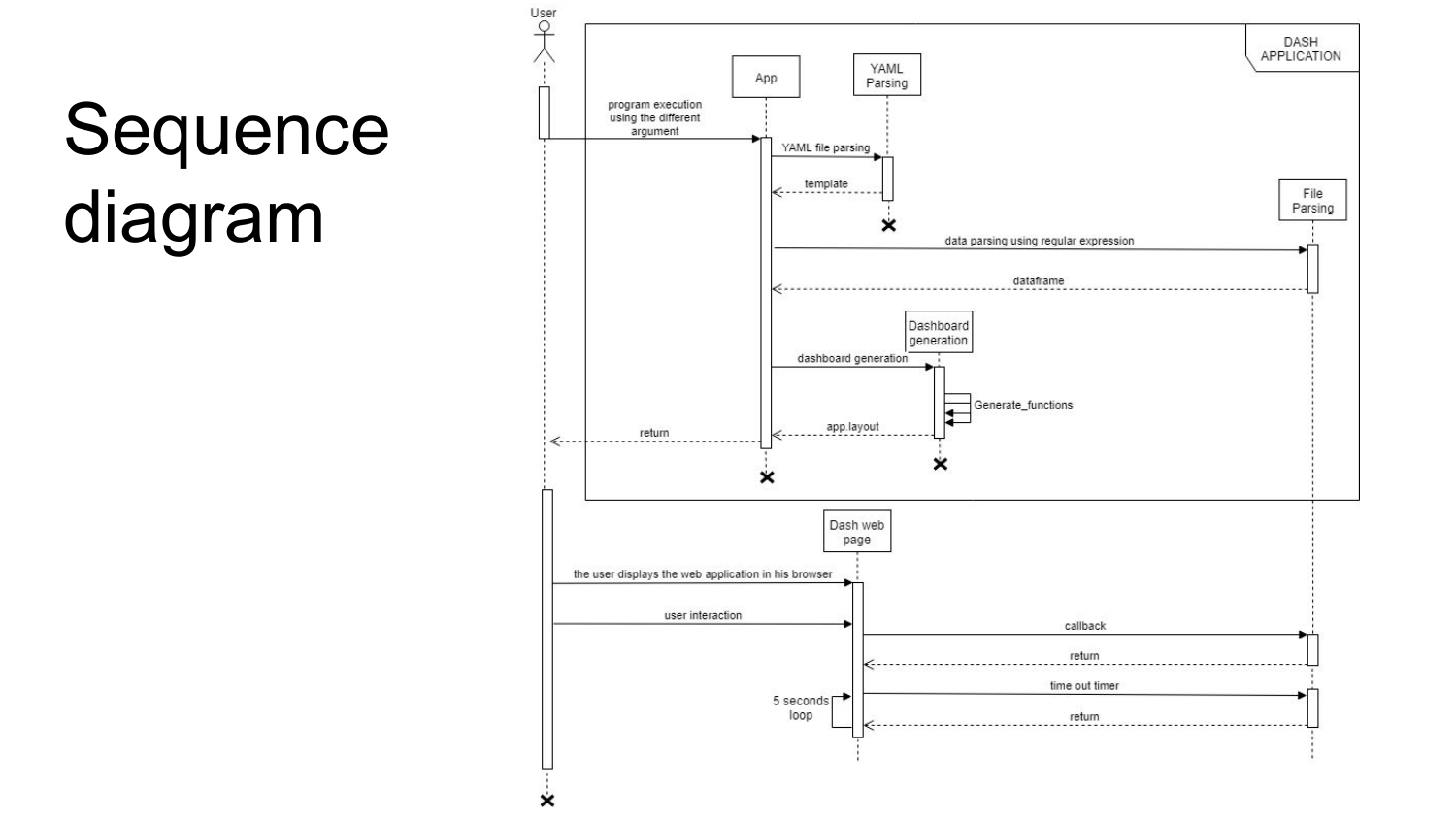# Sequence diagram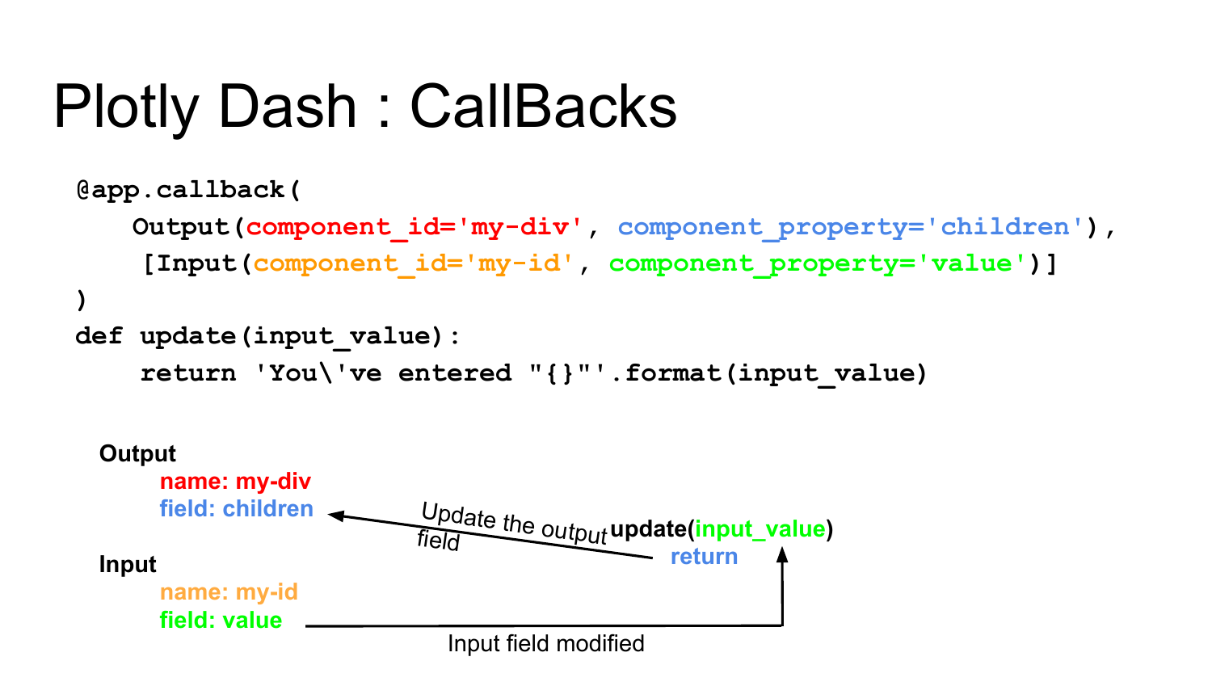# Plotly Dash : CallBacks

```
@app.callback(
    Output(component_id='my-div', component_property='children'),
    [Input(component_id='my-id', component_property='value')]
)
def update(input_value):
    return 'You\'ve entered "{}"'.format(input_value)
```

**Output**

- **name: my-div**
- **field: children**

**Input**

- **name: my-id**
- **field: value**

Update the output field

**update(input_value)**

**return**

Input field modified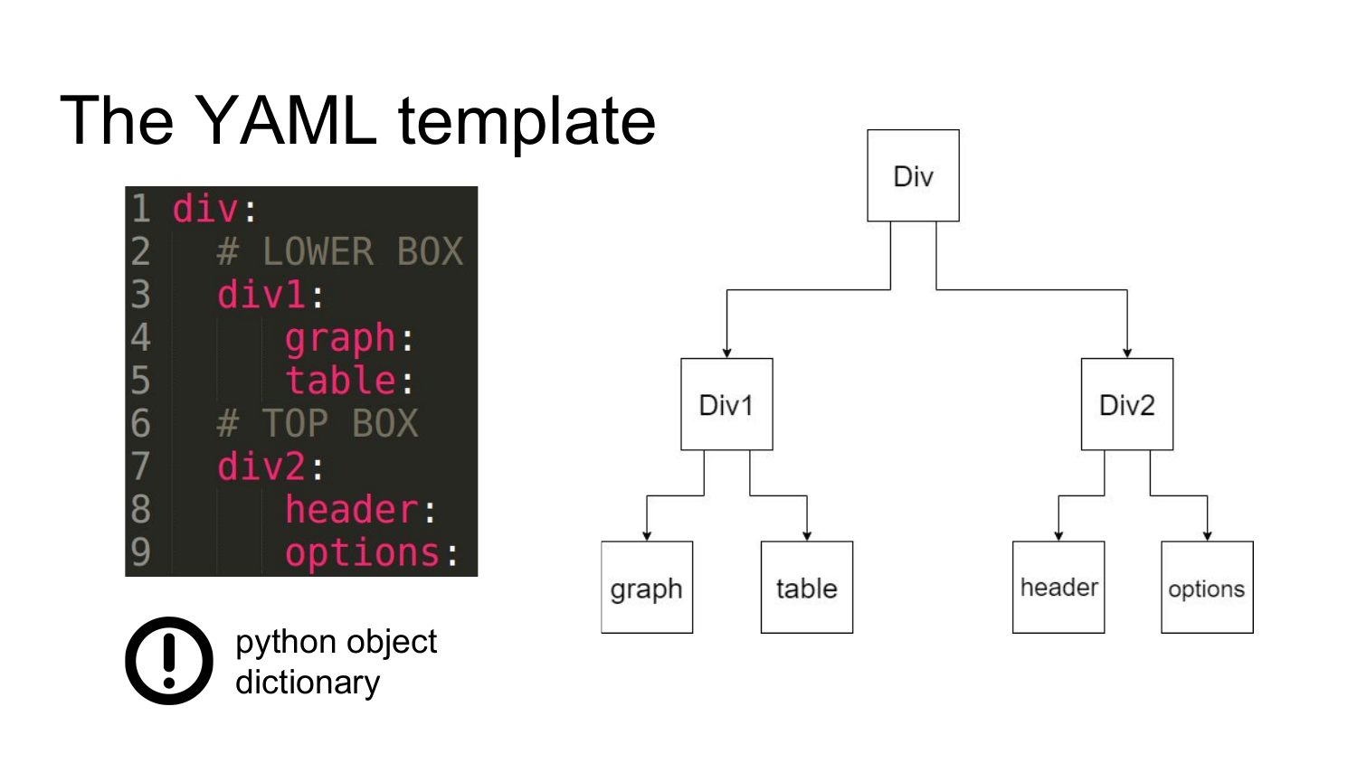# The YAML template

```yaml
div:
  # LOWER BOX
  div1:
      graph:
      table:
  # TOP BOX
  div2:
      header:
      options:
```

python object dictionary

- Div
  - Div1
    - graph
    - table
  - Div2
    - header
    - options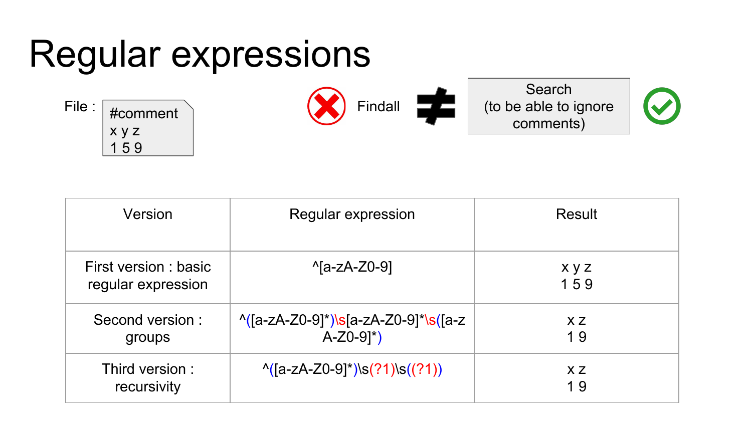# Regular expressions

File :

```
#comment
x y z
1 5 9
```

❌ Findall ≠ Search (to be able to ignore comments) ✅

| Version | Regular expression | Result |
|---|---|---|
| First version : basic regular expression | ^[a-zA-Z0-9] | x y z<br>1 5 9 |
| Second version : groups | ^([a-zA-Z0-9]*)\s[a-zA-Z0-9]*\s([a-zA-Z0-9]*) | x z<br>1 9 |
| Third version : recursivity | ^([a-zA-Z0-9]*)\s(?1)\s((?1)) | x z<br>1 9 |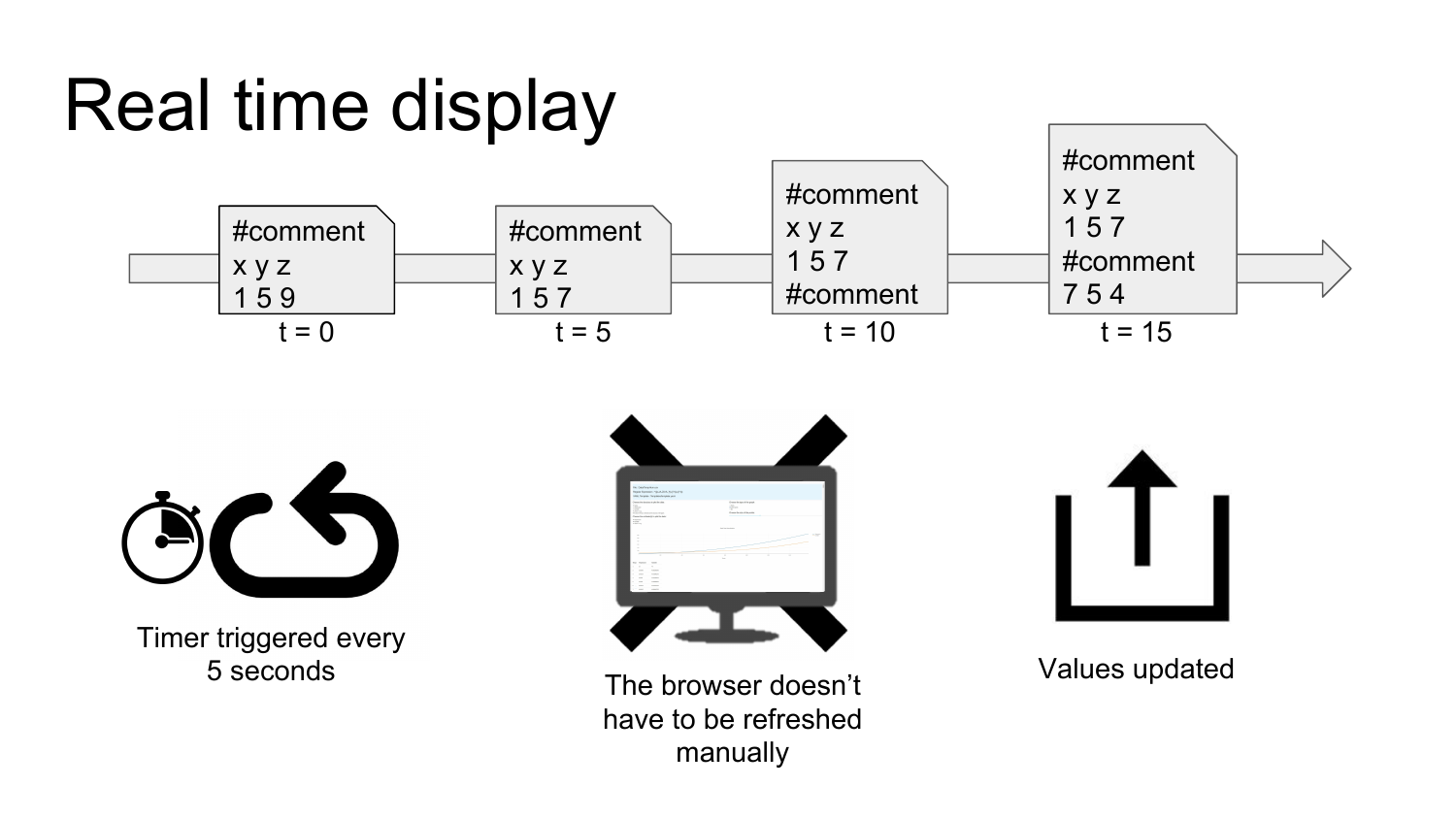# Real time display

```
#comment
x y z
1 5 9
```

t = 0

```
#comment
x y z
1 5 7
```

t = 5

```
#comment
x y z
1 5 7
#comment
```

t = 10

```
#comment
x y z
1 5 7
#comment
7 5 4
```

t = 15

Timer triggered every 5 seconds

The browser doesn't have to be refreshed manually

Values updated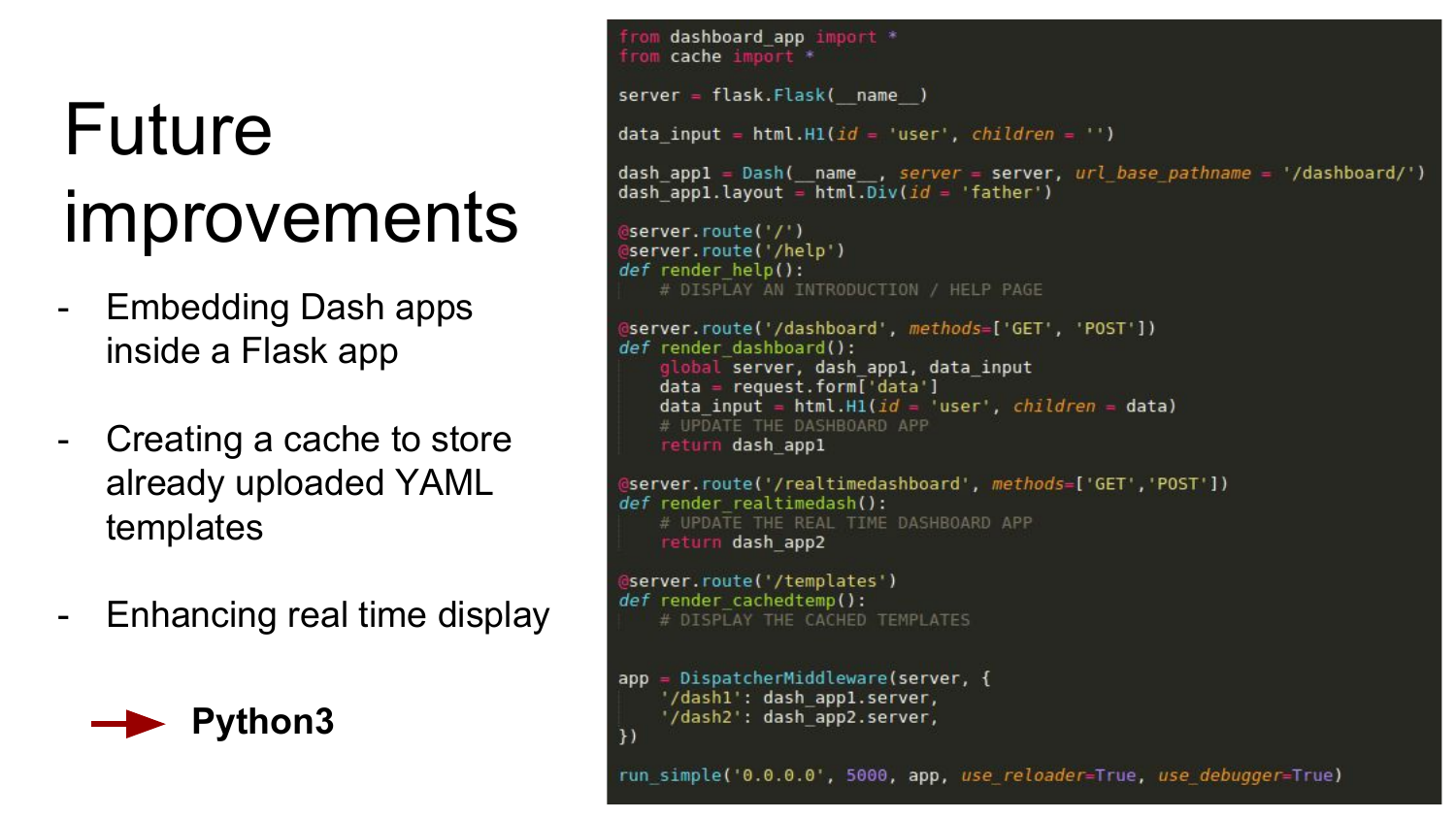# Future improvements

- Embedding Dash apps inside a Flask app
- Creating a cache to store already uploaded YAML templates
- Enhancing real time display

→ **Python3**

```python
from dashboard_app import *
from cache import *

server = flask.Flask(__name__)

data_input = html.H1(id = 'user', children = '')

dash_app1 = Dash(__name__, server = server, url_base_pathname = '/dashboard/')
dash_app1.layout = html.Div(id = 'father')

@server.route('/')
@server.route('/help')
def render_help():
    # DISPLAY AN INTRODUCTION / HELP PAGE

@server.route('/dashboard', methods=['GET', 'POST'])
def render_dashboard():
    global server, dash_app1, data_input
    data = request.form['data']
    data_input = html.H1(id = 'user', children = data)
    # UPDATE THE DASHBOARD APP
    return dash_app1

@server.route('/realtimedashboard', methods=['GET','POST'])
def render_realtimedash():
    # UPDATE THE REAL TIME DASHBOARD APP
    return dash_app2

@server.route('/templates')
def render_cachedtemp():
    # DISPLAY THE CACHED TEMPLATES


app = DispatcherMiddleware(server, {
    '/dash1': dash_app1.server,
    '/dash2': dash_app2.server,
})

run_simple('0.0.0.0', 5000, app, use_reloader=True, use_debugger=True)
```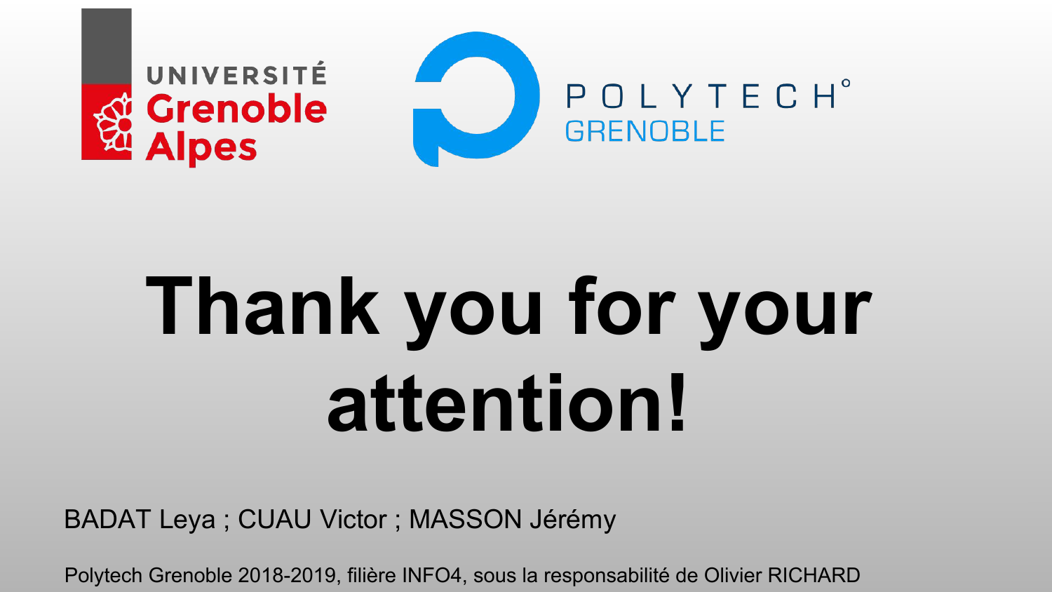UNIVERSITÉ Grenoble Alpes

POLYTECH° GRENOBLE

# Thank you for your attention!

BADAT Leya ; CUAU Victor ; MASSON Jérémy

Polytech Grenoble 2018-2019, filière INFO4, sous la responsabilité de Olivier RICHARD